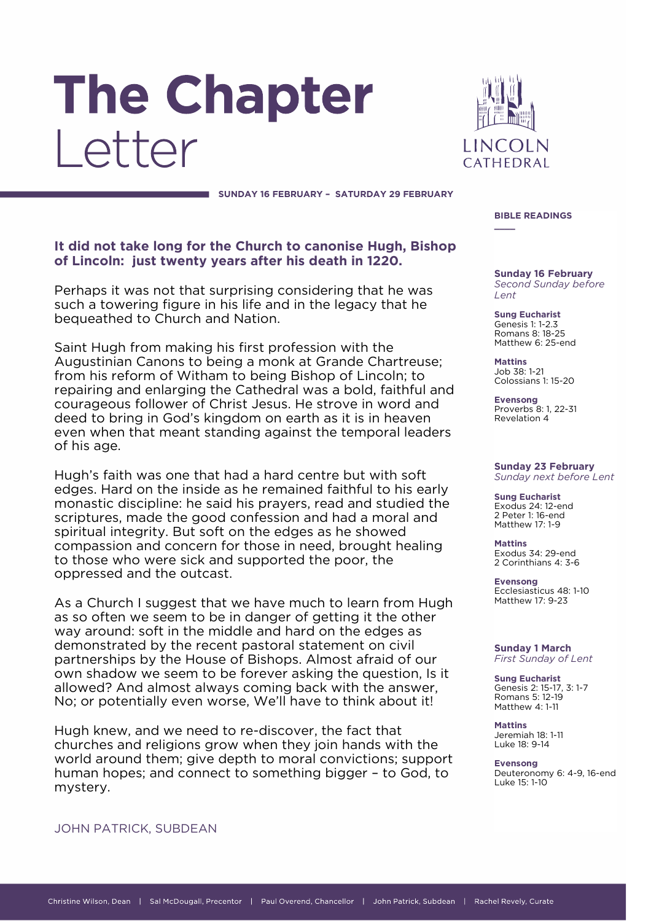# The Chapter Letter

LINCOLN CATHEDRAL

**SUNDAY 16 FEBRUARY – SATURDAY 29 FEBRUARY**

**It did not take long for the Church to canonise Hugh, Bishop of Lincoln: just twenty years after his death in 1220.**

Perhaps it was not that surprising considering that he was such a towering figure in his life and in the legacy that he bequeathed to Church and Nation.

Saint Hugh from making his first profession with the Augustinian Canons to being a monk at Grande Chartreuse; from his reform of Witham to being Bishop of Lincoln; to repairing and enlarging the Cathedral was a bold, faithful and courageous follower of Christ Jesus. He strove in word and deed to bring in God's kingdom on earth as it is in heaven even when that meant standing against the temporal leaders of his age.

Hugh's faith was one that had a hard centre but with soft edges. Hard on the inside as he remained faithful to his early monastic discipline: he said his prayers, read and studied the scriptures, made the good confession and had a moral and spiritual integrity. But soft on the edges as he showed compassion and concern for those in need, brought healing to those who were sick and supported the poor, the oppressed and the outcast.

As a Church I suggest that we have much to learn from Hugh as so often we seem to be in danger of getting it the other way around: soft in the middle and hard on the edges as demonstrated by the recent pastoral statement on civil partnerships by the House of Bishops. Almost afraid of our own shadow we seem to be forever asking the question, Is it allowed? And almost always coming back with the answer, No; or potentially even worse, We'll have to think about it!

Hugh knew, and we need to re-discover, the fact that churches and religions grow when they join hands with the world around them; give depth to moral convictions; support human hopes; and connect to something bigger – to God, to mystery.

JOHN PATRICK, SUBDEAN

## BIBLE READINGS

**Sunday 16 February**
*Second Sunday before Lent*

**Sung Eucharist**
Genesis 1: 1-2.3
Romans 8: 18-25
Matthew 6: 25-end

**Mattins**
Job 38: 1-21
Colossians 1: 15-20

**Evensong**
Proverbs 8: 1, 22-31
Revelation 4

**Sunday 23 February**
*Sunday next before Lent*

**Sung Eucharist**
Exodus 24: 12-end
2 Peter 1: 16-end
Matthew 17: 1-9

**Mattins**
Exodus 34: 29-end
2 Corinthians 4: 3-6

**Evensong**
Ecclesiasticus 48: 1-10
Matthew 17: 9-23

**Sunday 1 March**
*First Sunday of Lent*

**Sung Eucharist**
Genesis 2: 15-17, 3: 1-7
Romans 5: 12-19
Matthew 4: 1-11

**Mattins**
Jeremiah 18: 1-11
Luke 18: 9-14

**Evensong**
Deuteronomy 6: 4-9, 16-end
Luke 15: 1-10

Christine Wilson, Dean | Sal McDougall, Precentor | Paul Overend, Chancellor | John Patrick, Subdean | Rachel Revely, Curate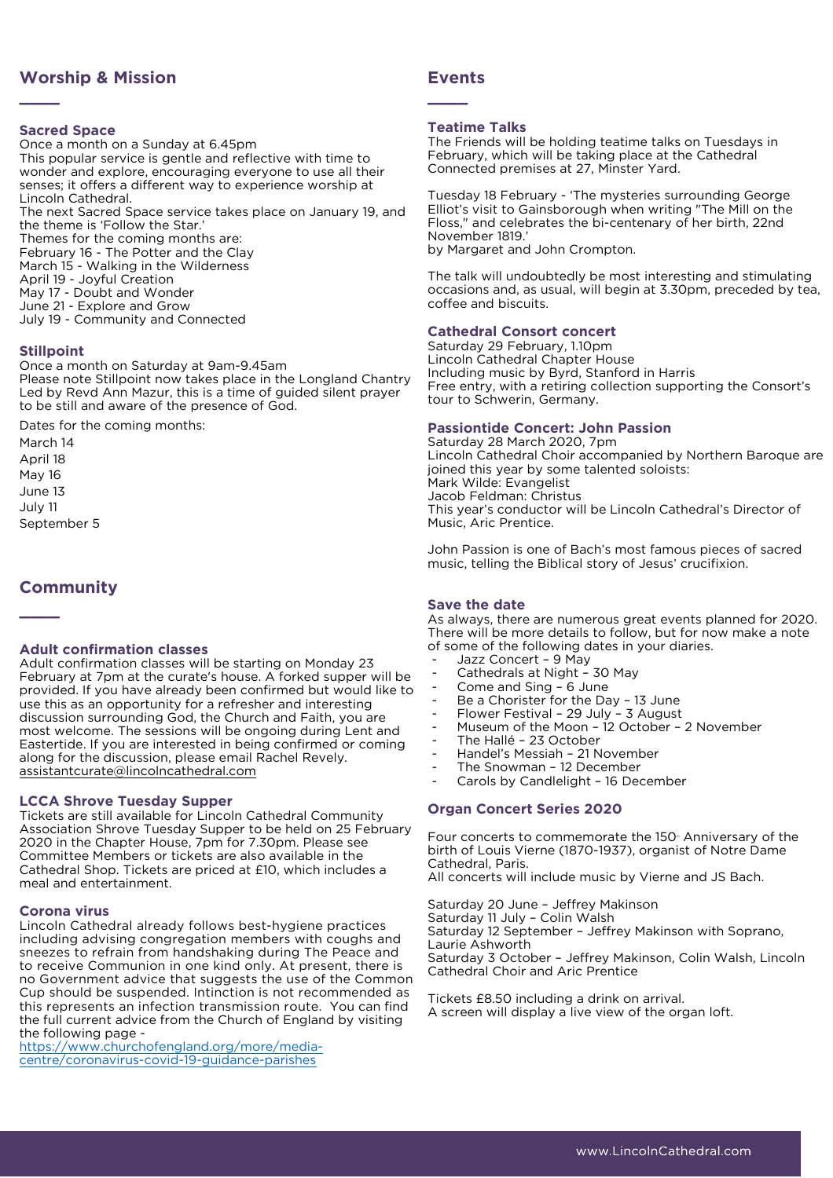## Worship & Mission

### Sacred Space

Once a month on a Sunday at 6.45pm
This popular service is gentle and reflective with time to wonder and explore, encouraging everyone to use all their senses; it offers a different way to experience worship at Lincoln Cathedral.
The next Sacred Space service takes place on January 19, and the theme is 'Follow the Star.'
Themes for the coming months are:
February 16 - The Potter and the Clay
March 15 - Walking in the Wilderness
April 19 - Joyful Creation
May 17 - Doubt and Wonder
June 21 - Explore and Grow
July 19 - Community and Connected

### Stillpoint

Once a month on Saturday at 9am-9.45am
Please note Stillpoint now takes place in the Longland Chantry
Led by Revd Ann Mazur, this is a time of guided silent prayer to be still and aware of the presence of God.

Dates for the coming months:

March 14

April 18

May 16

June 13

July 11

September 5

## Community

### Adult confirmation classes

Adult confirmation classes will be starting on Monday 23 February at 7pm at the curate's house. A forked supper will be provided. If you have already been confirmed but would like to use this as an opportunity for a refresher and interesting discussion surrounding God, the Church and Faith, you are most welcome. The sessions will be ongoing during Lent and Eastertide. If you are interested in being confirmed or coming along for the discussion, please email Rachel Revely.
assistantcurate@lincolncathedral.com

### LCCA Shrove Tuesday Supper

Tickets are still available for Lincoln Cathedral Community Association Shrove Tuesday Supper to be held on 25 February 2020 in the Chapter House, 7pm for 7.30pm. Please see Committee Members or tickets are also available in the Cathedral Shop. Tickets are priced at £10, which includes a meal and entertainment.

### Corona virus

Lincoln Cathedral already follows best-hygiene practices including advising congregation members with coughs and sneezes to refrain from handshaking during The Peace and to receive Communion in one kind only. At present, there is no Government advice that suggests the use of the Common Cup should be suspended. Intinction is not recommended as this represents an infection transmission route. You can find the full current advice from the Church of England by visiting the following page -
https://www.churchofengland.org/more/media-centre/coronavirus-covid-19-guidance-parishes

## Events

### Teatime Talks

The Friends will be holding teatime talks on Tuesdays in February, which will be taking place at the Cathedral Connected premises at 27, Minster Yard.

Tuesday 18 February - 'The mysteries surrounding George Elliot's visit to Gainsborough when writing "The Mill on the Floss," and celebrates the bi-centenary of her birth, 22nd November 1819.'
by Margaret and John Crompton.

The talk will undoubtedly be most interesting and stimulating occasions and, as usual, will begin at 3.30pm, preceded by tea, coffee and biscuits.

### Cathedral Consort concert

Saturday 29 February, 1.10pm
Lincoln Cathedral Chapter House
Including music by Byrd, Stanford in Harris
Free entry, with a retiring collection supporting the Consort's tour to Schwerin, Germany.

### Passiontide Concert: John Passion

Saturday 28 March 2020, 7pm
Lincoln Cathedral Choir accompanied by Northern Baroque are joined this year by some talented soloists:
Mark Wilde: Evangelist
Jacob Feldman: Christus
This year's conductor will be Lincoln Cathedral's Director of Music, Aric Prentice.

John Passion is one of Bach's most famous pieces of sacred music, telling the Biblical story of Jesus' crucifixion.

### Save the date

As always, there are numerous great events planned for 2020. There will be more details to follow, but for now make a note of some of the following dates in your diaries.

- Jazz Concert – 9 May
- Cathedrals at Night – 30 May
- Come and Sing – 6 June
- Be a Chorister for the Day – 13 June
- Flower Festival – 29 July – 3 August
- Museum of the Moon – 12 October – 2 November
- The Hallé – 23 October
- Handel's Messiah – 21 November
- The Snowman – 12 December
- Carols by Candlelight – 16 December

### Organ Concert Series 2020

Four concerts to commemorate the 150th Anniversary of the birth of Louis Vierne (1870-1937), organist of Notre Dame Cathedral, Paris.
All concerts will include music by Vierne and JS Bach.

Saturday 20 June – Jeffrey Makinson
Saturday 11 July – Colin Walsh
Saturday 12 September – Jeffrey Makinson with Soprano, Laurie Ashworth
Saturday 3 October – Jeffrey Makinson, Colin Walsh, Lincoln Cathedral Choir and Aric Prentice

Tickets £8.50 including a drink on arrival.
A screen will display a live view of the organ loft.